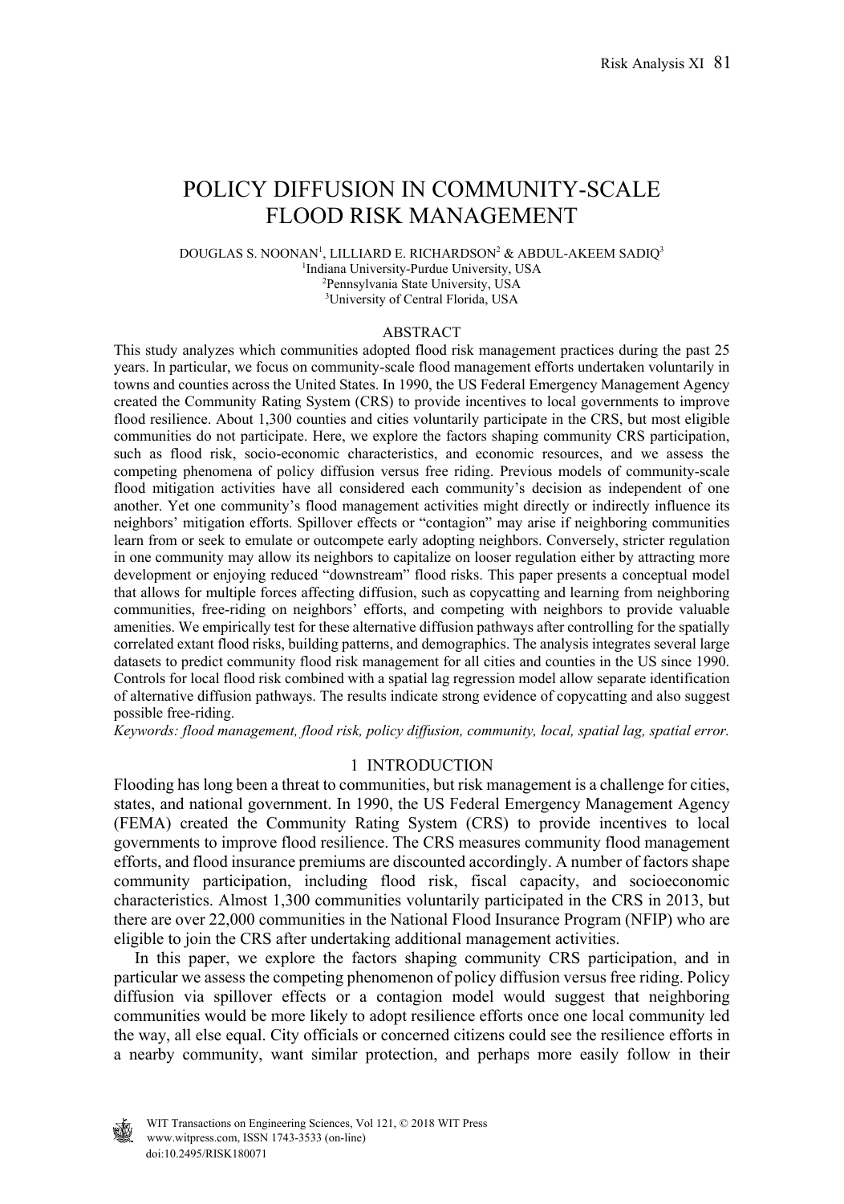# POLICY DIFFUSION IN COMMUNITY-SCALE FLOOD RISK MANAGEMENT

DOUGLAS S. NOONAN[1], LILLIARD E. RICHARDSON[2] & ABDUL-AKEEM SADIQ[3]

[1]Indiana University-Purdue University, USA
[2]Pennsylvania State University, USA
[3]University of Central Florida, USA

## ABSTRACT

This study analyzes which communities adopted flood risk management practices during the past 25 years. In particular, we focus on community-scale flood management efforts undertaken voluntarily in towns and counties across the United States. In 1990, the US Federal Emergency Management Agency created the Community Rating System (CRS) to provide incentives to local governments to improve flood resilience. About 1,300 counties and cities voluntarily participate in the CRS, but most eligible communities do not participate. Here, we explore the factors shaping community CRS participation, such as flood risk, socio-economic characteristics, and economic resources, and we assess the competing phenomena of policy diffusion versus free riding. Previous models of community-scale flood mitigation activities have all considered each community's decision as independent of one another. Yet one community's flood management activities might directly or indirectly influence its neighbors' mitigation efforts. Spillover effects or "contagion" may arise if neighboring communities learn from or seek to emulate or outcompete early adopting neighbors. Conversely, stricter regulation in one community may allow its neighbors to capitalize on looser regulation either by attracting more development or enjoying reduced "downstream" flood risks. This paper presents a conceptual model that allows for multiple forces affecting diffusion, such as copycatting and learning from neighboring communities, free-riding on neighbors' efforts, and competing with neighbors to provide valuable amenities. We empirically test for these alternative diffusion pathways after controlling for the spatially correlated extant flood risks, building patterns, and demographics. The analysis integrates several large datasets to predict community flood risk management for all cities and counties in the US since 1990. Controls for local flood risk combined with a spatial lag regression model allow separate identification of alternative diffusion pathways. The results indicate strong evidence of copycatting and also suggest possible free-riding.

*Keywords: flood management, flood risk, policy diffusion, community, local, spatial lag, spatial error.*

## 1 INTRODUCTION

Flooding has long been a threat to communities, but risk management is a challenge for cities, states, and national government. In 1990, the US Federal Emergency Management Agency (FEMA) created the Community Rating System (CRS) to provide incentives to local governments to improve flood resilience. The CRS measures community flood management efforts, and flood insurance premiums are discounted accordingly. A number of factors shape community participation, including flood risk, fiscal capacity, and socioeconomic characteristics. Almost 1,300 communities voluntarily participated in the CRS in 2013, but there are over 22,000 communities in the National Flood Insurance Program (NFIP) who are eligible to join the CRS after undertaking additional management activities.

In this paper, we explore the factors shaping community CRS participation, and in particular we assess the competing phenomenon of policy diffusion versus free riding. Policy diffusion via spillover effects or a contagion model would suggest that neighboring communities would be more likely to adopt resilience efforts once one local community led the way, all else equal. City officials or concerned citizens could see the resilience efforts in a nearby community, want similar protection, and perhaps more easily follow in their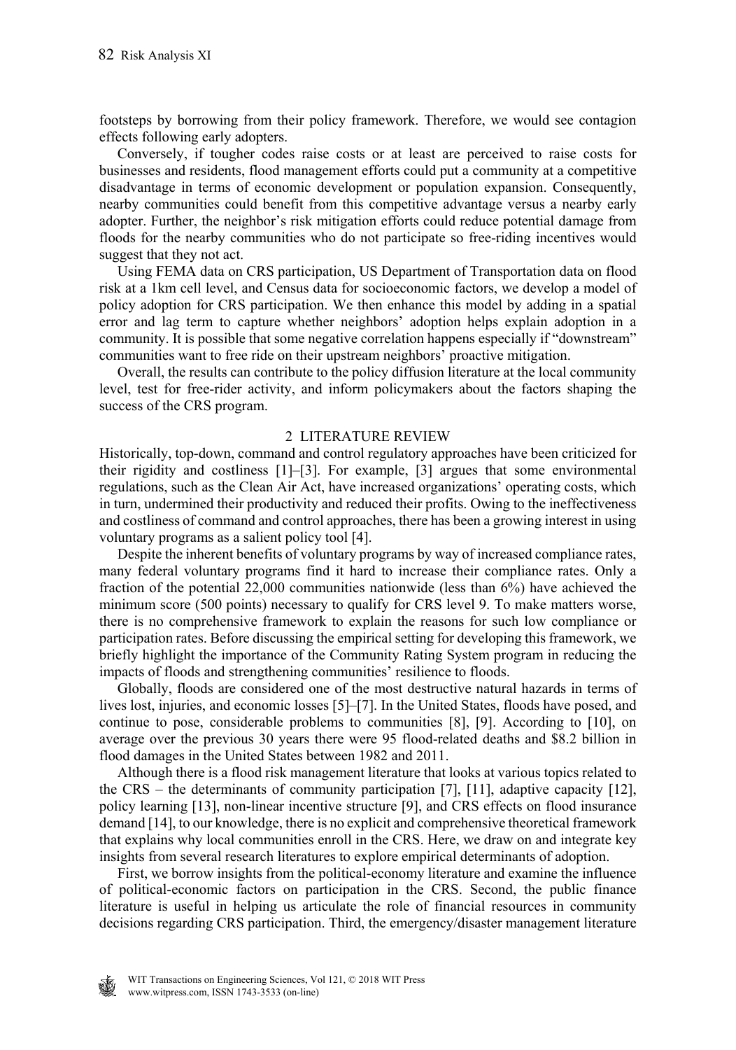footsteps by borrowing from their policy framework. Therefore, we would see contagion effects following early adopters.

Conversely, if tougher codes raise costs or at least are perceived to raise costs for businesses and residents, flood management efforts could put a community at a competitive disadvantage in terms of economic development or population expansion. Consequently, nearby communities could benefit from this competitive advantage versus a nearby early adopter. Further, the neighbor's risk mitigation efforts could reduce potential damage from floods for the nearby communities who do not participate so free-riding incentives would suggest that they not act.

Using FEMA data on CRS participation, US Department of Transportation data on flood risk at a 1km cell level, and Census data for socioeconomic factors, we develop a model of policy adoption for CRS participation. We then enhance this model by adding in a spatial error and lag term to capture whether neighbors' adoption helps explain adoption in a community. It is possible that some negative correlation happens especially if "downstream" communities want to free ride on their upstream neighbors' proactive mitigation.

Overall, the results can contribute to the policy diffusion literature at the local community level, test for free-rider activity, and inform policymakers about the factors shaping the success of the CRS program.

## 2 LITERATURE REVIEW

Historically, top-down, command and control regulatory approaches have been criticized for their rigidity and costliness [1]–[3]. For example, [3] argues that some environmental regulations, such as the Clean Air Act, have increased organizations' operating costs, which in turn, undermined their productivity and reduced their profits. Owing to the ineffectiveness and costliness of command and control approaches, there has been a growing interest in using voluntary programs as a salient policy tool [4].

Despite the inherent benefits of voluntary programs by way of increased compliance rates, many federal voluntary programs find it hard to increase their compliance rates. Only a fraction of the potential 22,000 communities nationwide (less than 6%) have achieved the minimum score (500 points) necessary to qualify for CRS level 9. To make matters worse, there is no comprehensive framework to explain the reasons for such low compliance or participation rates. Before discussing the empirical setting for developing this framework, we briefly highlight the importance of the Community Rating System program in reducing the impacts of floods and strengthening communities' resilience to floods.

Globally, floods are considered one of the most destructive natural hazards in terms of lives lost, injuries, and economic losses [5]–[7]. In the United States, floods have posed, and continue to pose, considerable problems to communities [8], [9]. According to [10], on average over the previous 30 years there were 95 flood-related deaths and \$8.2 billion in flood damages in the United States between 1982 and 2011.

Although there is a flood risk management literature that looks at various topics related to the CRS – the determinants of community participation [7], [11], adaptive capacity [12], policy learning [13], non-linear incentive structure [9], and CRS effects on flood insurance demand [14], to our knowledge, there is no explicit and comprehensive theoretical framework that explains why local communities enroll in the CRS. Here, we draw on and integrate key insights from several research literatures to explore empirical determinants of adoption.

First, we borrow insights from the political-economy literature and examine the influence of political-economic factors on participation in the CRS. Second, the public finance literature is useful in helping us articulate the role of financial resources in community decisions regarding CRS participation. Third, the emergency/disaster management literature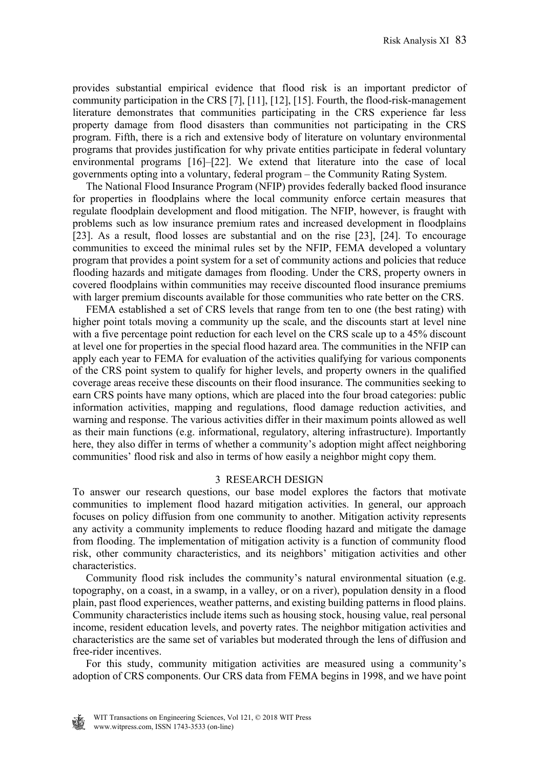provides substantial empirical evidence that flood risk is an important predictor of community participation in the CRS [7], [11], [12], [15]. Fourth, the flood-risk-management literature demonstrates that communities participating in the CRS experience far less property damage from flood disasters than communities not participating in the CRS program. Fifth, there is a rich and extensive body of literature on voluntary environmental programs that provides justification for why private entities participate in federal voluntary environmental programs [16]–[22]. We extend that literature into the case of local governments opting into a voluntary, federal program – the Community Rating System.

The National Flood Insurance Program (NFIP) provides federally backed flood insurance for properties in floodplains where the local community enforce certain measures that regulate floodplain development and flood mitigation. The NFIP, however, is fraught with problems such as low insurance premium rates and increased development in floodplains [23]. As a result, flood losses are substantial and on the rise [23], [24]. To encourage communities to exceed the minimal rules set by the NFIP, FEMA developed a voluntary program that provides a point system for a set of community actions and policies that reduce flooding hazards and mitigate damages from flooding. Under the CRS, property owners in covered floodplains within communities may receive discounted flood insurance premiums with larger premium discounts available for those communities who rate better on the CRS.

FEMA established a set of CRS levels that range from ten to one (the best rating) with higher point totals moving a community up the scale, and the discounts start at level nine with a five percentage point reduction for each level on the CRS scale up to a 45% discount at level one for properties in the special flood hazard area. The communities in the NFIP can apply each year to FEMA for evaluation of the activities qualifying for various components of the CRS point system to qualify for higher levels, and property owners in the qualified coverage areas receive these discounts on their flood insurance. The communities seeking to earn CRS points have many options, which are placed into the four broad categories: public information activities, mapping and regulations, flood damage reduction activities, and warning and response. The various activities differ in their maximum points allowed as well as their main functions (e.g. informational, regulatory, altering infrastructure). Importantly here, they also differ in terms of whether a community's adoption might affect neighboring communities' flood risk and also in terms of how easily a neighbor might copy them.

## 3 RESEARCH DESIGN

To answer our research questions, our base model explores the factors that motivate communities to implement flood hazard mitigation activities. In general, our approach focuses on policy diffusion from one community to another. Mitigation activity represents any activity a community implements to reduce flooding hazard and mitigate the damage from flooding. The implementation of mitigation activity is a function of community flood risk, other community characteristics, and its neighbors' mitigation activities and other characteristics.

Community flood risk includes the community's natural environmental situation (e.g. topography, on a coast, in a swamp, in a valley, or on a river), population density in a flood plain, past flood experiences, weather patterns, and existing building patterns in flood plains. Community characteristics include items such as housing stock, housing value, real personal income, resident education levels, and poverty rates. The neighbor mitigation activities and characteristics are the same set of variables but moderated through the lens of diffusion and free-rider incentives.

For this study, community mitigation activities are measured using a community's adoption of CRS components. Our CRS data from FEMA begins in 1998, and we have point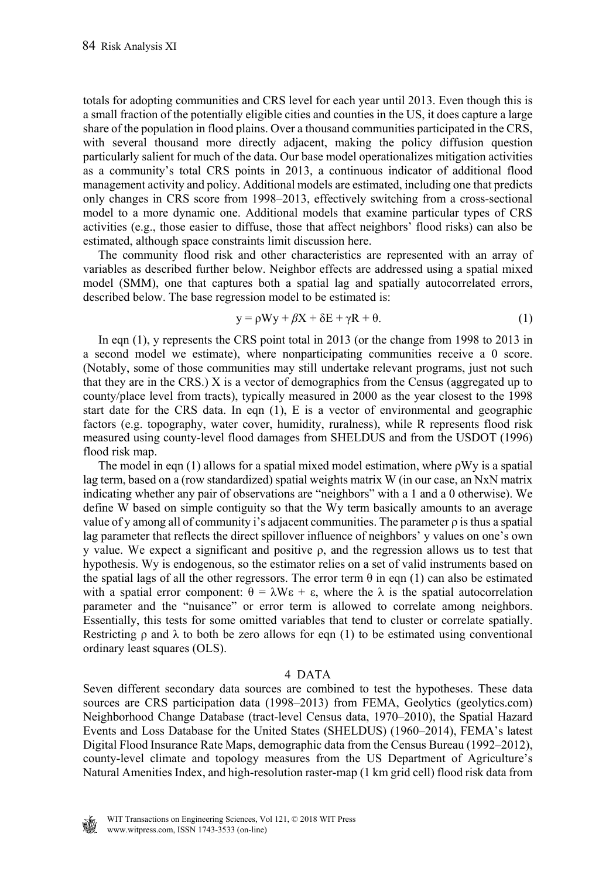totals for adopting communities and CRS level for each year until 2013. Even though this is a small fraction of the potentially eligible cities and counties in the US, it does capture a large share of the population in flood plains. Over a thousand communities participated in the CRS, with several thousand more directly adjacent, making the policy diffusion question particularly salient for much of the data. Our base model operationalizes mitigation activities as a community's total CRS points in 2013, a continuous indicator of additional flood management activity and policy. Additional models are estimated, including one that predicts only changes in CRS score from 1998–2013, effectively switching from a cross-sectional model to a more dynamic one. Additional models that examine particular types of CRS activities (e.g., those easier to diffuse, those that affect neighbors' flood risks) can also be estimated, although space constraints limit discussion here.

The community flood risk and other characteristics are represented with an array of variables as described further below. Neighbor effects are addressed using a spatial mixed model (SMM), one that captures both a spatial lag and spatially autocorrelated errors, described below. The base regression model to be estimated is:

$$y = \rho Wy + \beta X + \delta E + \gamma R + \theta. \tag{1}$$

In eqn (1), y represents the CRS point total in 2013 (or the change from 1998 to 2013 in a second model we estimate), where nonparticipating communities receive a 0 score. (Notably, some of those communities may still undertake relevant programs, just not such that they are in the CRS.) X is a vector of demographics from the Census (aggregated up to county/place level from tracts), typically measured in 2000 as the year closest to the 1998 start date for the CRS data. In eqn (1), E is a vector of environmental and geographic factors (e.g. topography, water cover, humidity, ruralness), while R represents flood risk measured using county-level flood damages from SHELDUS and from the USDOT (1996) flood risk map.

The model in eqn (1) allows for a spatial mixed model estimation, where $\rho Wy$ is a spatial lag term, based on a (row standardized) spatial weights matrix W (in our case, an NxN matrix indicating whether any pair of observations are "neighbors" with a 1 and a 0 otherwise). We define W based on simple contiguity so that the Wy term basically amounts to an average value of y among all of community i's adjacent communities. The parameter $\rho$ is thus a spatial lag parameter that reflects the direct spillover influence of neighbors' y values on one's own y value. We expect a significant and positive $\rho$, and the regression allows us to test that hypothesis. Wy is endogenous, so the estimator relies on a set of valid instruments based on the spatial lags of all the other regressors. The error term $\theta$ in eqn (1) can also be estimated with a spatial error component: $\theta = \lambda W\varepsilon + \varepsilon$, where the $\lambda$ is the spatial autocorrelation parameter and the "nuisance" or error term is allowed to correlate among neighbors. Essentially, this tests for some omitted variables that tend to cluster or correlate spatially. Restricting $\rho$ and $\lambda$ to both be zero allows for eqn (1) to be estimated using conventional ordinary least squares (OLS).

## 4 DATA

Seven different secondary data sources are combined to test the hypotheses. These data sources are CRS participation data (1998–2013) from FEMA, Geolytics (geolytics.com) Neighborhood Change Database (tract-level Census data, 1970–2010), the Spatial Hazard Events and Loss Database for the United States (SHELDUS) (1960–2014), FEMA's latest Digital Flood Insurance Rate Maps, demographic data from the Census Bureau (1992–2012), county-level climate and topology measures from the US Department of Agriculture's Natural Amenities Index, and high-resolution raster-map (1 km grid cell) flood risk data from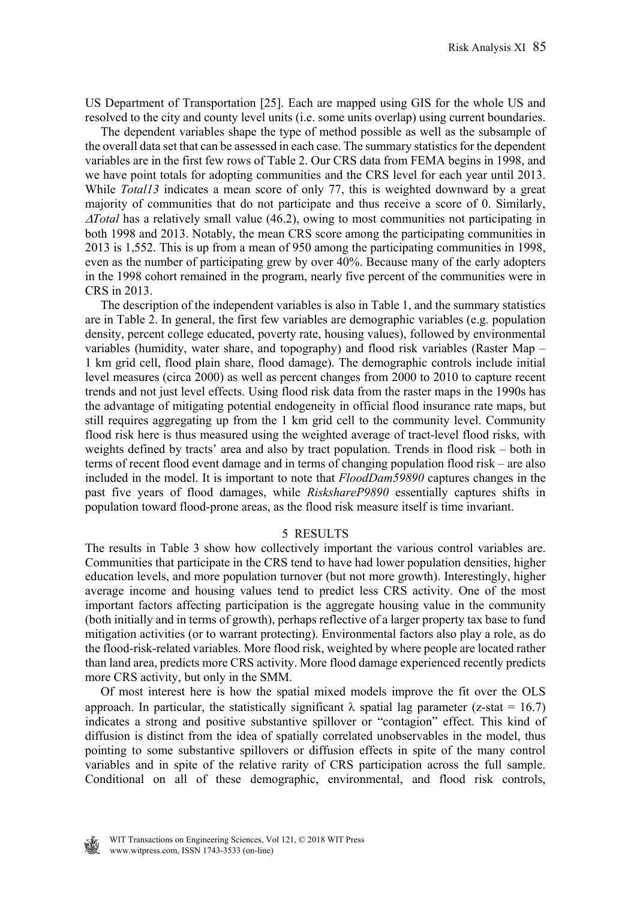US Department of Transportation [25]. Each are mapped using GIS for the whole US and resolved to the city and county level units (i.e. some units overlap) using current boundaries.

The dependent variables shape the type of method possible as well as the subsample of the overall data set that can be assessed in each case. The summary statistics for the dependent variables are in the first few rows of Table 2. Our CRS data from FEMA begins in 1998, and we have point totals for adopting communities and the CRS level for each year until 2013. While *Total13* indicates a mean score of only 77, this is weighted downward by a great majority of communities that do not participate and thus receive a score of 0. Similarly, *ΔTotal* has a relatively small value (46.2), owing to most communities not participating in both 1998 and 2013. Notably, the mean CRS score among the participating communities in 2013 is 1,552. This is up from a mean of 950 among the participating communities in 1998, even as the number of participating grew by over 40%. Because many of the early adopters in the 1998 cohort remained in the program, nearly five percent of the communities were in CRS in 2013.

The description of the independent variables is also in Table 1, and the summary statistics are in Table 2. In general, the first few variables are demographic variables (e.g. population density, percent college educated, poverty rate, housing values), followed by environmental variables (humidity, water share, and topography) and flood risk variables (Raster Map – 1 km grid cell, flood plain share, flood damage). The demographic controls include initial level measures (circa 2000) as well as percent changes from 2000 to 2010 to capture recent trends and not just level effects. Using flood risk data from the raster maps in the 1990s has the advantage of mitigating potential endogeneity in official flood insurance rate maps, but still requires aggregating up from the 1 km grid cell to the community level. Community flood risk here is thus measured using the weighted average of tract-level flood risks, with weights defined by tracts' area and also by tract population. Trends in flood risk – both in terms of recent flood event damage and in terms of changing population flood risk – are also included in the model. It is important to note that *FloodDam59890* captures changes in the past five years of flood damages, while *RiskshareP9890* essentially captures shifts in population toward flood-prone areas, as the flood risk measure itself is time invariant.

## 5 RESULTS

The results in Table 3 show how collectively important the various control variables are. Communities that participate in the CRS tend to have had lower population densities, higher education levels, and more population turnover (but not more growth). Interestingly, higher average income and housing values tend to predict less CRS activity. One of the most important factors affecting participation is the aggregate housing value in the community (both initially and in terms of growth), perhaps reflective of a larger property tax base to fund mitigation activities (or to warrant protecting). Environmental factors also play a role, as do the flood-risk-related variables. More flood risk, weighted by where people are located rather than land area, predicts more CRS activity. More flood damage experienced recently predicts more CRS activity, but only in the SMM.

Of most interest here is how the spatial mixed models improve the fit over the OLS approach. In particular, the statistically significant $\lambda$ spatial lag parameter (z-stat = 16.7) indicates a strong and positive substantive spillover or "contagion" effect. This kind of diffusion is distinct from the idea of spatially correlated unobservables in the model, thus pointing to some substantive spillovers or diffusion effects in spite of the many control variables and in spite of the relative rarity of CRS participation across the full sample. Conditional on all of these demographic, environmental, and flood risk controls,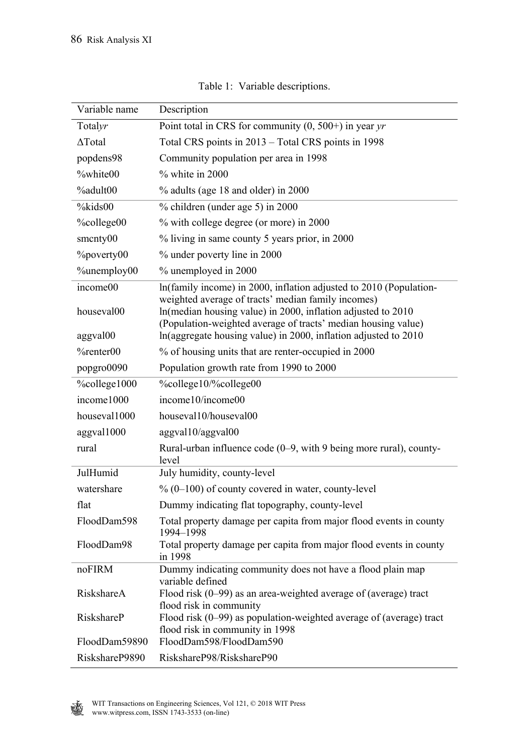Table 1: Variable descriptions.

| Variable name | Description |
|---|---|
| Total*yr* | Point total in CRS for community (0, 500+) in year *yr* |
| ΔTotal | Total CRS points in 2013 – Total CRS points in 1998 |
| popdens98 | Community population per area in 1998 |
| %white00 | % white in 2000 |
| %adult00 | % adults (age 18 and older) in 2000 |
| %kids00 | % children (under age 5) in 2000 |
| %college00 | % with college degree (or more) in 2000 |
| smcnty00 | % living in same county 5 years prior, in 2000 |
| %poverty00 | % under poverty line in 2000 |
| %unemploy00 | % unemployed in 2000 |
| income00 | ln(family income) in 2000, inflation adjusted to 2010 (Population-weighted average of tracts' median family incomes) |
| houseval00 | ln(median housing value) in 2000, inflation adjusted to 2010 (Population-weighted average of tracts' median housing value) |
| aggval00 | ln(aggregate housing value) in 2000, inflation adjusted to 2010 |
| %renter00 | % of housing units that are renter-occupied in 2000 |
| popgro0090 | Population growth rate from 1990 to 2000 |
| %college1000 | %college10/%college00 |
| income1000 | income10/income00 |
| houseval1000 | houseval10/houseval00 |
| aggval1000 | aggval10/aggval00 |
| rural | Rural-urban influence code (0–9, with 9 being more rural), county-level |
| JulHumid | July humidity, county-level |
| watershare | % (0–100) of county covered in water, county-level |
| flat | Dummy indicating flat topography, county-level |
| FloodDam598 | Total property damage per capita from major flood events in county 1994–1998 |
| FloodDam98 | Total property damage per capita from major flood events in county in 1998 |
| noFIRM | Dummy indicating community does not have a flood plain map variable defined |
| RiskshareA | Flood risk (0–99) as an area-weighted average of (average) tract flood risk in community |
| RiskshareP | Flood risk (0–99) as population-weighted average of (average) tract flood risk in community in 1998 |
| FloodDam59890 | FloodDam598/FloodDam590 |
| RiskshareP9890 | RiskshareP98/RiskshareP90 |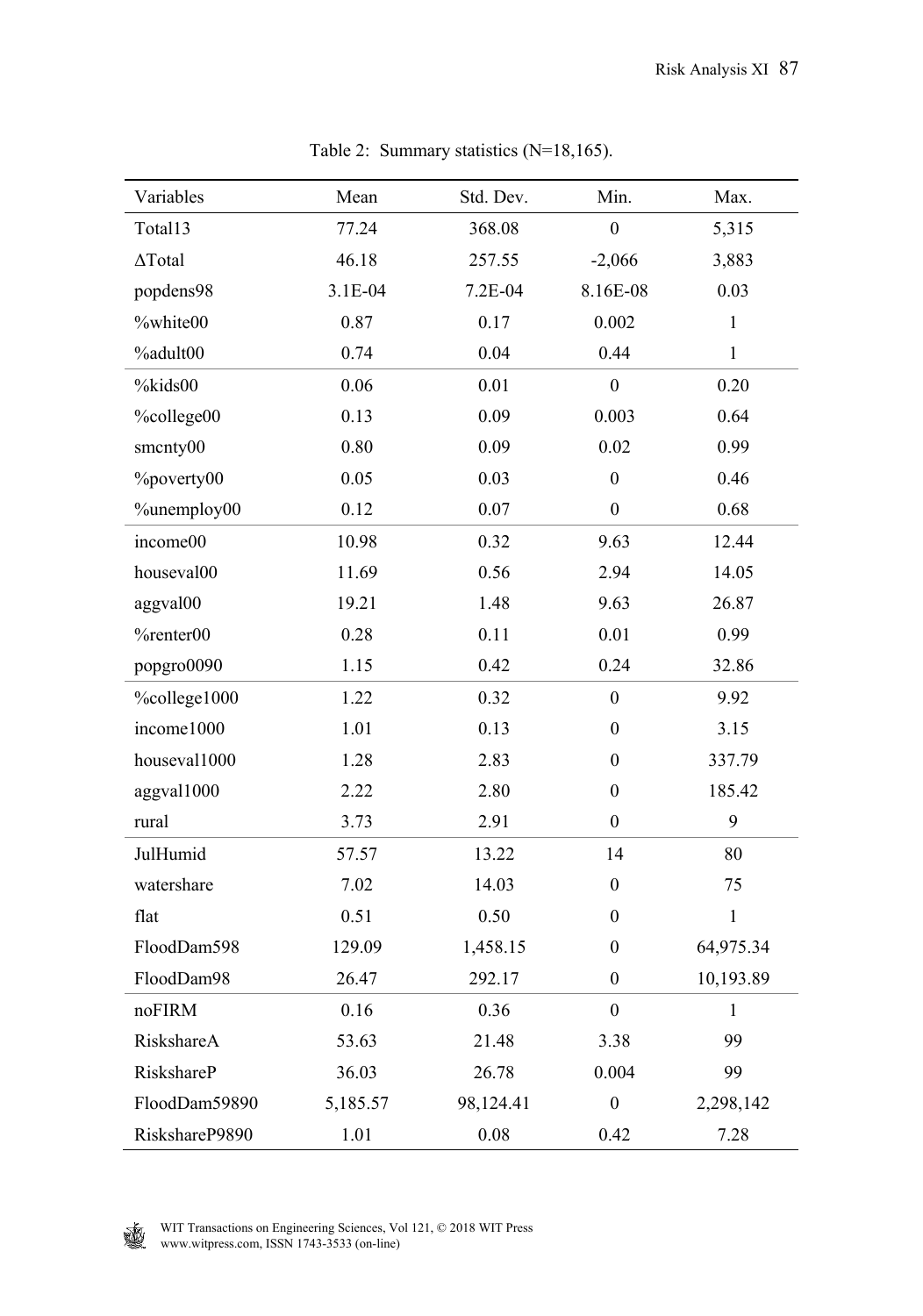Table 2: Summary statistics (N=18,165).

| Variables | Mean | Std. Dev. | Min. | Max. |
|---|---|---|---|---|
| Total13 | 77.24 | 368.08 | 0 | 5,315 |
| ΔTotal | 46.18 | 257.55 | -2,066 | 3,883 |
| popdens98 | 3.1E-04 | 7.2E-04 | 8.16E-08 | 0.03 |
| %white00 | 0.87 | 0.17 | 0.002 | 1 |
| %adult00 | 0.74 | 0.04 | 0.44 | 1 |
| %kids00 | 0.06 | 0.01 | 0 | 0.20 |
| %college00 | 0.13 | 0.09 | 0.003 | 0.64 |
| smcnty00 | 0.80 | 0.09 | 0.02 | 0.99 |
| %poverty00 | 0.05 | 0.03 | 0 | 0.46 |
| %unemploy00 | 0.12 | 0.07 | 0 | 0.68 |
| income00 | 10.98 | 0.32 | 9.63 | 12.44 |
| houseval00 | 11.69 | 0.56 | 2.94 | 14.05 |
| aggval00 | 19.21 | 1.48 | 9.63 | 26.87 |
| %renter00 | 0.28 | 0.11 | 0.01 | 0.99 |
| popgro0090 | 1.15 | 0.42 | 0.24 | 32.86 |
| %college1000 | 1.22 | 0.32 | 0 | 9.92 |
| income1000 | 1.01 | 0.13 | 0 | 3.15 |
| houseval1000 | 1.28 | 2.83 | 0 | 337.79 |
| aggval1000 | 2.22 | 2.80 | 0 | 185.42 |
| rural | 3.73 | 2.91 | 0 | 9 |
| JulHumid | 57.57 | 13.22 | 14 | 80 |
| watershare | 7.02 | 14.03 | 0 | 75 |
| flat | 0.51 | 0.50 | 0 | 1 |
| FloodDam598 | 129.09 | 1,458.15 | 0 | 64,975.34 |
| FloodDam98 | 26.47 | 292.17 | 0 | 10,193.89 |
| noFIRM | 0.16 | 0.36 | 0 | 1 |
| RiskshareA | 53.63 | 21.48 | 3.38 | 99 |
| RiskshareP | 36.03 | 26.78 | 0.004 | 99 |
| FloodDam59890 | 5,185.57 | 98,124.41 | 0 | 2,298,142 |
| RiskshareP9890 | 1.01 | 0.08 | 0.42 | 7.28 |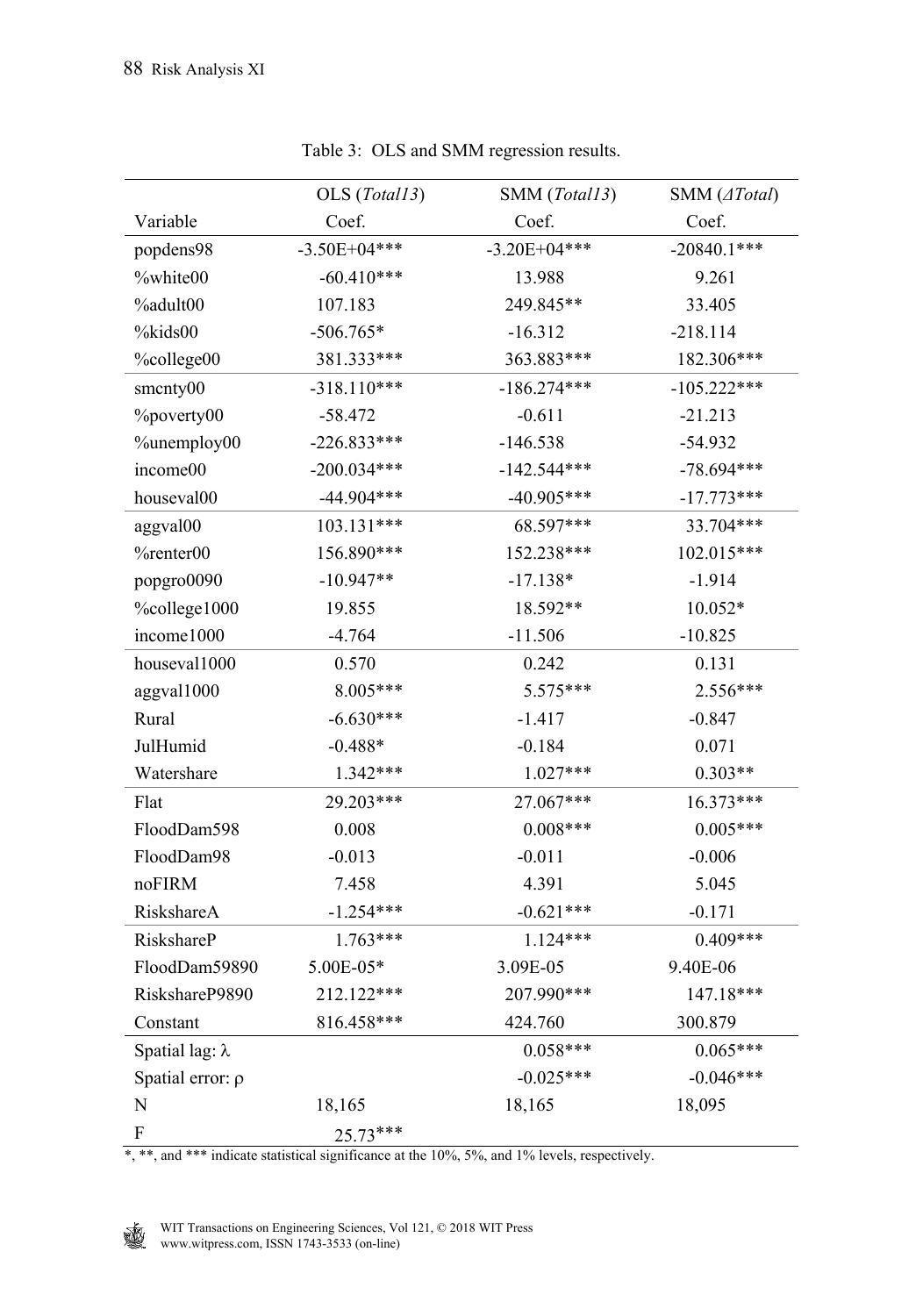Table 3: OLS and SMM regression results.

| Variable | OLS (*Total13*) Coef. | SMM (*Total13*) Coef. | SMM (*ΔTotal*) Coef. |
|---|---|---|---|
| popdens98 | -3.50E+04*** | -3.20E+04*** | -20840.1*** |
| %white00 | -60.410*** | 13.988 | 9.261 |
| %adult00 | 107.183 | 249.845** | 33.405 |
| %kids00 | -506.765* | -16.312 | -218.114 |
| %college00 | 381.333*** | 363.883*** | 182.306*** |
| smcnty00 | -318.110*** | -186.274*** | -105.222*** |
| %poverty00 | -58.472 | -0.611 | -21.213 |
| %unemploy00 | -226.833*** | -146.538 | -54.932 |
| income00 | -200.034*** | -142.544*** | -78.694*** |
| houseval00 | -44.904*** | -40.905*** | -17.773*** |
| aggval00 | 103.131*** | 68.597*** | 33.704*** |
| %renter00 | 156.890*** | 152.238*** | 102.015*** |
| popgro0090 | -10.947** | -17.138* | -1.914 |
| %college1000 | 19.855 | 18.592** | 10.052* |
| income1000 | -4.764 | -11.506 | -10.825 |
| houseval1000 | 0.570 | 0.242 | 0.131 |
| aggval1000 | 8.005*** | 5.575*** | 2.556*** |
| Rural | -6.630*** | -1.417 | -0.847 |
| JulHumid | -0.488* | -0.184 | 0.071 |
| Watershare | 1.342*** | 1.027*** | 0.303** |
| Flat | 29.203*** | 27.067*** | 16.373*** |
| FloodDam598 | 0.008 | 0.008*** | 0.005*** |
| FloodDam98 | -0.013 | -0.011 | -0.006 |
| noFIRM | 7.458 | 4.391 | 5.045 |
| RiskshareA | -1.254*** | -0.621*** | -0.171 |
| RiskshareP | 1.763*** | 1.124*** | 0.409*** |
| FloodDam59890 | 5.00E-05* | 3.09E-05 | 9.40E-06 |
| RiskshareP9890 | 212.122*** | 207.990*** | 147.18*** |
| Constant | 816.458*** | 424.760 | 300.879 |
| Spatial lag: $\lambda$ | | 0.058*** | 0.065*** |
| Spatial error: $\rho$ | | -0.025*** | -0.046*** |
| N | 18,165 | 18,165 | 18,095 |
| F | 25.73*** | | |

*, **, and *** indicate statistical significance at the 10%, 5%, and 1% levels, respectively.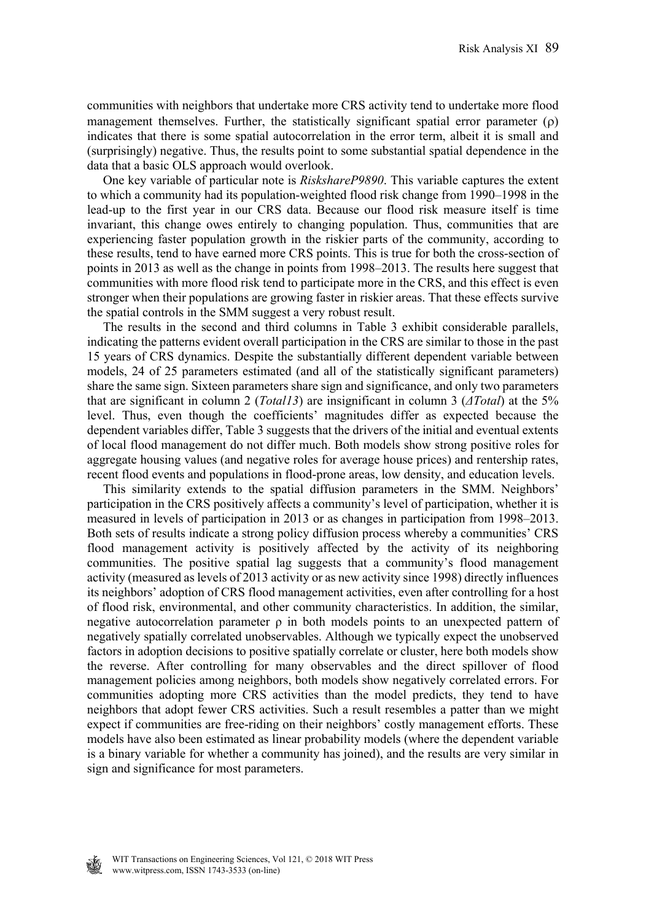communities with neighbors that undertake more CRS activity tend to undertake more flood management themselves. Further, the statistically significant spatial error parameter (ρ) indicates that there is some spatial autocorrelation in the error term, albeit it is small and (surprisingly) negative. Thus, the results point to some substantial spatial dependence in the data that a basic OLS approach would overlook.

One key variable of particular note is *RiskshareP9890*. This variable captures the extent to which a community had its population-weighted flood risk change from 1990–1998 in the lead-up to the first year in our CRS data. Because our flood risk measure itself is time invariant, this change owes entirely to changing population. Thus, communities that are experiencing faster population growth in the riskier parts of the community, according to these results, tend to have earned more CRS points. This is true for both the cross-section of points in 2013 as well as the change in points from 1998–2013. The results here suggest that communities with more flood risk tend to participate more in the CRS, and this effect is even stronger when their populations are growing faster in riskier areas. That these effects survive the spatial controls in the SMM suggest a very robust result.

The results in the second and third columns in Table 3 exhibit considerable parallels, indicating the patterns evident overall participation in the CRS are similar to those in the past 15 years of CRS dynamics. Despite the substantially different dependent variable between models, 24 of 25 parameters estimated (and all of the statistically significant parameters) share the same sign. Sixteen parameters share sign and significance, and only two parameters that are significant in column 2 (*Total13*) are insignificant in column 3 (*ΔTotal*) at the 5% level. Thus, even though the coefficients' magnitudes differ as expected because the dependent variables differ, Table 3 suggests that the drivers of the initial and eventual extents of local flood management do not differ much. Both models show strong positive roles for aggregate housing values (and negative roles for average house prices) and rentership rates, recent flood events and populations in flood-prone areas, low density, and education levels.

This similarity extends to the spatial diffusion parameters in the SMM. Neighbors' participation in the CRS positively affects a community's level of participation, whether it is measured in levels of participation in 2013 or as changes in participation from 1998–2013. Both sets of results indicate a strong policy diffusion process whereby a communities' CRS flood management activity is positively affected by the activity of its neighboring communities. The positive spatial lag suggests that a community's flood management activity (measured as levels of 2013 activity or as new activity since 1998) directly influences its neighbors' adoption of CRS flood management activities, even after controlling for a host of flood risk, environmental, and other community characteristics. In addition, the similar, negative autocorrelation parameter ρ in both models points to an unexpected pattern of negatively spatially correlated unobservables. Although we typically expect the unobserved factors in adoption decisions to positive spatially correlate or cluster, here both models show the reverse. After controlling for many observables and the direct spillover of flood management policies among neighbors, both models show negatively correlated errors. For communities adopting more CRS activities than the model predicts, they tend to have neighbors that adopt fewer CRS activities. Such a result resembles a patter than we might expect if communities are free-riding on their neighbors' costly management efforts. These models have also been estimated as linear probability models (where the dependent variable is a binary variable for whether a community has joined), and the results are very similar in sign and significance for most parameters.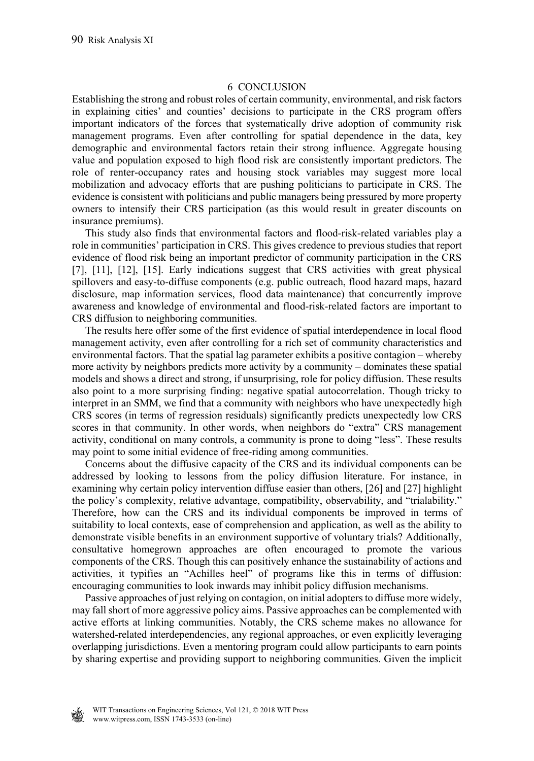## 6 CONCLUSION

Establishing the strong and robust roles of certain community, environmental, and risk factors in explaining cities' and counties' decisions to participate in the CRS program offers important indicators of the forces that systematically drive adoption of community risk management programs. Even after controlling for spatial dependence in the data, key demographic and environmental factors retain their strong influence. Aggregate housing value and population exposed to high flood risk are consistently important predictors. The role of renter-occupancy rates and housing stock variables may suggest more local mobilization and advocacy efforts that are pushing politicians to participate in CRS. The evidence is consistent with politicians and public managers being pressured by more property owners to intensify their CRS participation (as this would result in greater discounts on insurance premiums).

This study also finds that environmental factors and flood-risk-related variables play a role in communities' participation in CRS. This gives credence to previous studies that report evidence of flood risk being an important predictor of community participation in the CRS [7], [11], [12], [15]. Early indications suggest that CRS activities with great physical spillovers and easy-to-diffuse components (e.g. public outreach, flood hazard maps, hazard disclosure, map information services, flood data maintenance) that concurrently improve awareness and knowledge of environmental and flood-risk-related factors are important to CRS diffusion to neighboring communities.

The results here offer some of the first evidence of spatial interdependence in local flood management activity, even after controlling for a rich set of community characteristics and environmental factors. That the spatial lag parameter exhibits a positive contagion – whereby more activity by neighbors predicts more activity by a community – dominates these spatial models and shows a direct and strong, if unsurprising, role for policy diffusion. These results also point to a more surprising finding: negative spatial autocorrelation. Though tricky to interpret in an SMM, we find that a community with neighbors who have unexpectedly high CRS scores (in terms of regression residuals) significantly predicts unexpectedly low CRS scores in that community. In other words, when neighbors do "extra" CRS management activity, conditional on many controls, a community is prone to doing "less". These results may point to some initial evidence of free-riding among communities.

Concerns about the diffusive capacity of the CRS and its individual components can be addressed by looking to lessons from the policy diffusion literature. For instance, in examining why certain policy intervention diffuse easier than others, [26] and [27] highlight the policy's complexity, relative advantage, compatibility, observability, and "trialability." Therefore, how can the CRS and its individual components be improved in terms of suitability to local contexts, ease of comprehension and application, as well as the ability to demonstrate visible benefits in an environment supportive of voluntary trials? Additionally, consultative homegrown approaches are often encouraged to promote the various components of the CRS. Though this can positively enhance the sustainability of actions and activities, it typifies an "Achilles heel" of programs like this in terms of diffusion: encouraging communities to look inwards may inhibit policy diffusion mechanisms.

Passive approaches of just relying on contagion, on initial adopters to diffuse more widely, may fall short of more aggressive policy aims. Passive approaches can be complemented with active efforts at linking communities. Notably, the CRS scheme makes no allowance for watershed-related interdependencies, any regional approaches, or even explicitly leveraging overlapping jurisdictions. Even a mentoring program could allow participants to earn points by sharing expertise and providing support to neighboring communities. Given the implicit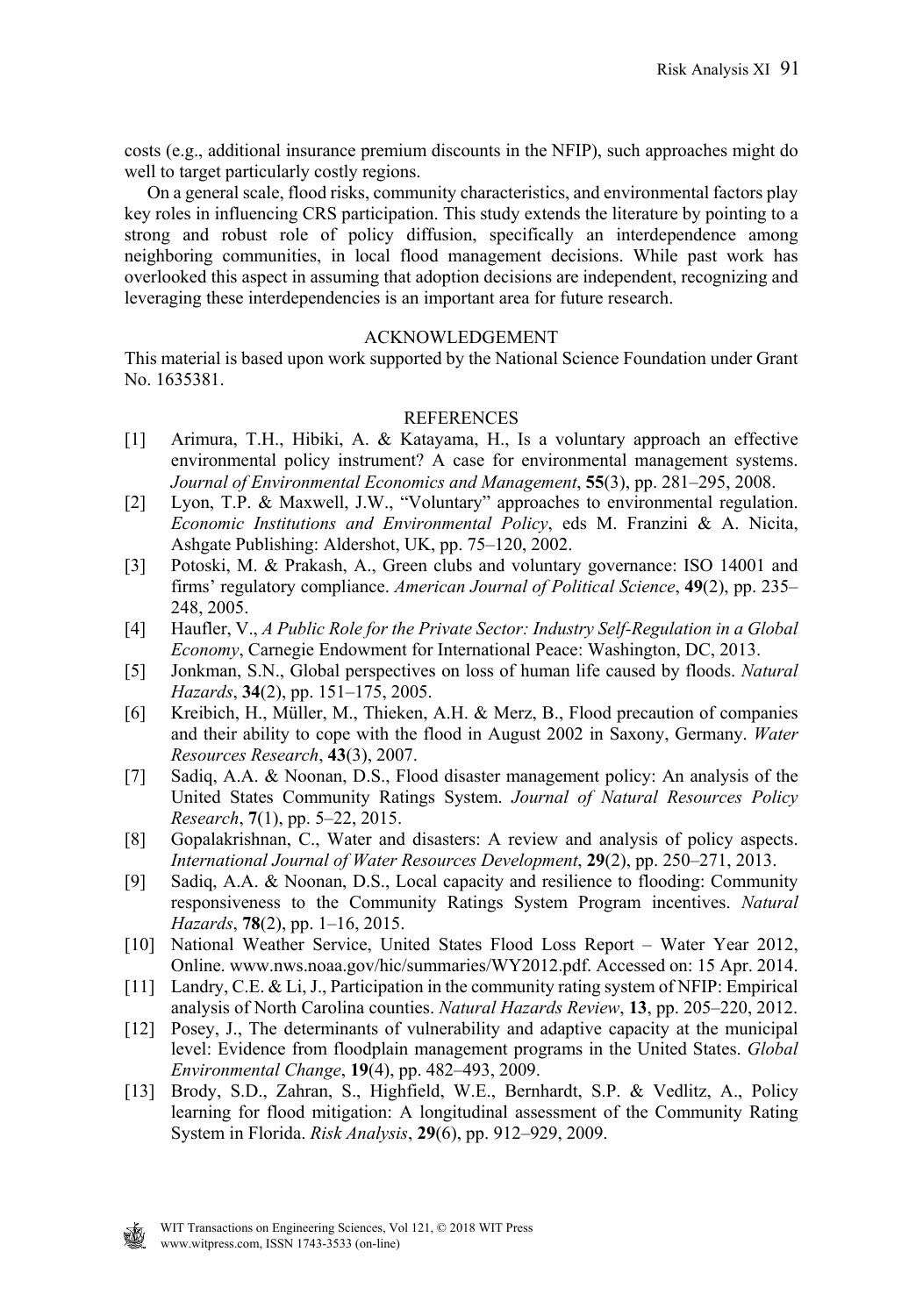costs (e.g., additional insurance premium discounts in the NFIP), such approaches might do well to target particularly costly regions.

On a general scale, flood risks, community characteristics, and environmental factors play key roles in influencing CRS participation. This study extends the literature by pointing to a strong and robust role of policy diffusion, specifically an interdependence among neighboring communities, in local flood management decisions. While past work has overlooked this aspect in assuming that adoption decisions are independent, recognizing and leveraging these interdependencies is an important area for future research.

## ACKNOWLEDGEMENT

This material is based upon work supported by the National Science Foundation under Grant No. 1635381.

## REFERENCES

[1] Arimura, T.H., Hibiki, A. & Katayama, H., Is a voluntary approach an effective environmental policy instrument? A case for environmental management systems. *Journal of Environmental Economics and Management*, **55**(3), pp. 281–295, 2008.

[2] Lyon, T.P. & Maxwell, J.W., "Voluntary" approaches to environmental regulation. *Economic Institutions and Environmental Policy*, eds M. Franzini & A. Nicita, Ashgate Publishing: Aldershot, UK, pp. 75–120, 2002.

[3] Potoski, M. & Prakash, A., Green clubs and voluntary governance: ISO 14001 and firms' regulatory compliance. *American Journal of Political Science*, **49**(2), pp. 235–248, 2005.

[4] Haufler, V., *A Public Role for the Private Sector: Industry Self-Regulation in a Global Economy*, Carnegie Endowment for International Peace: Washington, DC, 2013.

[5] Jonkman, S.N., Global perspectives on loss of human life caused by floods. *Natural Hazards*, **34**(2), pp. 151–175, 2005.

[6] Kreibich, H., Müller, M., Thieken, A.H. & Merz, B., Flood precaution of companies and their ability to cope with the flood in August 2002 in Saxony, Germany. *Water Resources Research*, **43**(3), 2007.

[7] Sadiq, A.A. & Noonan, D.S., Flood disaster management policy: An analysis of the United States Community Ratings System. *Journal of Natural Resources Policy Research*, **7**(1), pp. 5–22, 2015.

[8] Gopalakrishnan, C., Water and disasters: A review and analysis of policy aspects. *International Journal of Water Resources Development*, **29**(2), pp. 250–271, 2013.

[9] Sadiq, A.A. & Noonan, D.S., Local capacity and resilience to flooding: Community responsiveness to the Community Ratings System Program incentives. *Natural Hazards*, **78**(2), pp. 1–16, 2015.

[10] National Weather Service, United States Flood Loss Report – Water Year 2012, Online. www.nws.noaa.gov/hic/summaries/WY2012.pdf. Accessed on: 15 Apr. 2014.

[11] Landry, C.E. & Li, J., Participation in the community rating system of NFIP: Empirical analysis of North Carolina counties. *Natural Hazards Review*, **13**, pp. 205–220, 2012.

[12] Posey, J., The determinants of vulnerability and adaptive capacity at the municipal level: Evidence from floodplain management programs in the United States. *Global Environmental Change*, **19**(4), pp. 482–493, 2009.

[13] Brody, S.D., Zahran, S., Highfield, W.E., Bernhardt, S.P. & Vedlitz, A., Policy learning for flood mitigation: A longitudinal assessment of the Community Rating System in Florida. *Risk Analysis*, **29**(6), pp. 912–929, 2009.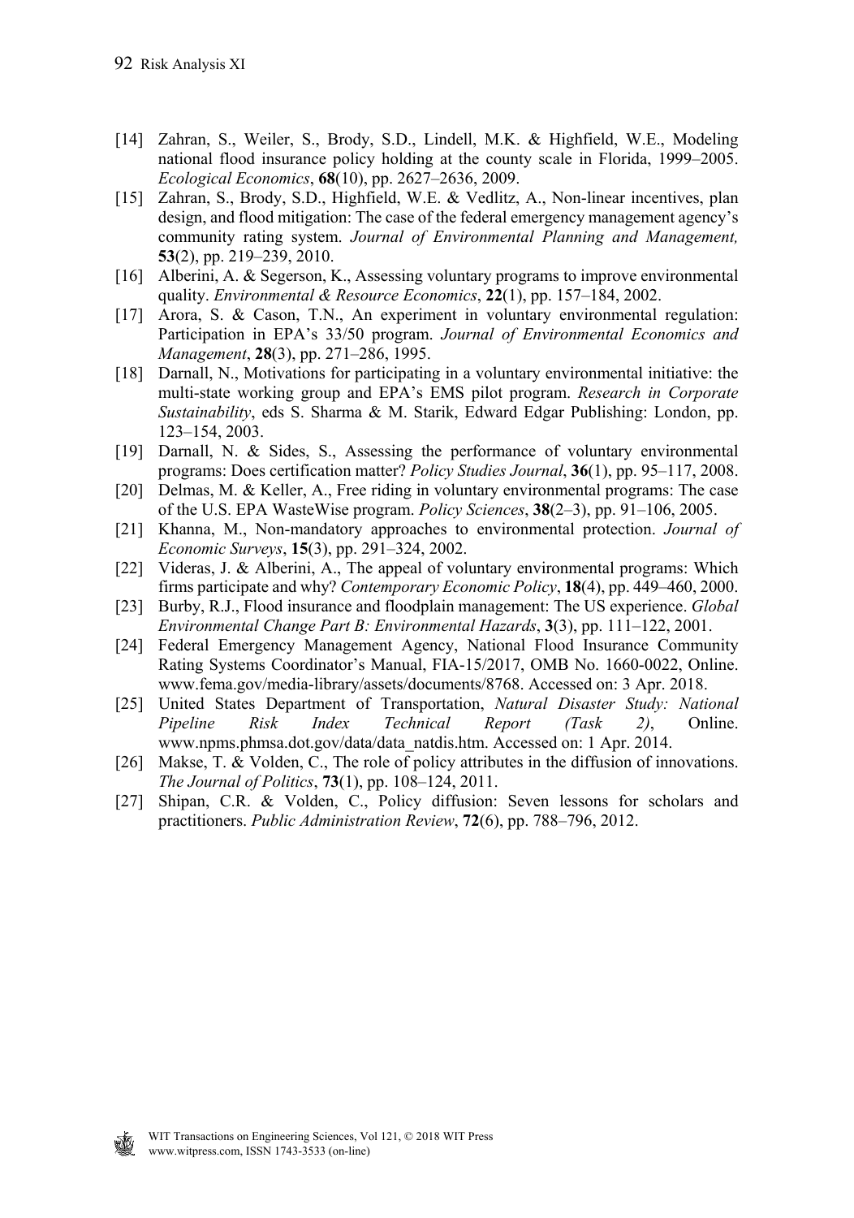[14] Zahran, S., Weiler, S., Brody, S.D., Lindell, M.K. & Highfield, W.E., Modeling national flood insurance policy holding at the county scale in Florida, 1999–2005. *Ecological Economics*, **68**(10), pp. 2627–2636, 2009.

[15] Zahran, S., Brody, S.D., Highfield, W.E. & Vedlitz, A., Non-linear incentives, plan design, and flood mitigation: The case of the federal emergency management agency's community rating system. *Journal of Environmental Planning and Management,* **53**(2), pp. 219–239, 2010.

[16] Alberini, A. & Segerson, K., Assessing voluntary programs to improve environmental quality. *Environmental & Resource Economics*, **22**(1), pp. 157–184, 2002.

[17] Arora, S. & Cason, T.N., An experiment in voluntary environmental regulation: Participation in EPA's 33/50 program. *Journal of Environmental Economics and Management*, **28**(3), pp. 271–286, 1995.

[18] Darnall, N., Motivations for participating in a voluntary environmental initiative: the multi-state working group and EPA's EMS pilot program. *Research in Corporate Sustainability*, eds S. Sharma & M. Starik, Edward Edgar Publishing: London, pp. 123–154, 2003.

[19] Darnall, N. & Sides, S., Assessing the performance of voluntary environmental programs: Does certification matter? *Policy Studies Journal*, **36**(1), pp. 95–117, 2008.

[20] Delmas, M. & Keller, A., Free riding in voluntary environmental programs: The case of the U.S. EPA WasteWise program. *Policy Sciences*, **38**(2–3), pp. 91–106, 2005.

[21] Khanna, M., Non-mandatory approaches to environmental protection. *Journal of Economic Surveys*, **15**(3), pp. 291–324, 2002.

[22] Videras, J. & Alberini, A., The appeal of voluntary environmental programs: Which firms participate and why? *Contemporary Economic Policy*, **18**(4), pp. 449–460, 2000.

[23] Burby, R.J., Flood insurance and floodplain management: The US experience. *Global Environmental Change Part B: Environmental Hazards*, **3**(3), pp. 111–122, 2001.

[24] Federal Emergency Management Agency, National Flood Insurance Community Rating Systems Coordinator's Manual, FIA-15/2017, OMB No. 1660-0022, Online. www.fema.gov/media-library/assets/documents/8768. Accessed on: 3 Apr. 2018.

[25] United States Department of Transportation, *Natural Disaster Study: National Pipeline Risk Index Technical Report (Task 2)*, Online. www.npms.phmsa.dot.gov/data/data_natdis.htm. Accessed on: 1 Apr. 2014.

[26] Makse, T. & Volden, C., The role of policy attributes in the diffusion of innovations. *The Journal of Politics*, **73**(1), pp. 108–124, 2011.

[27] Shipan, C.R. & Volden, C., Policy diffusion: Seven lessons for scholars and practitioners. *Public Administration Review*, **72**(6), pp. 788–796, 2012.